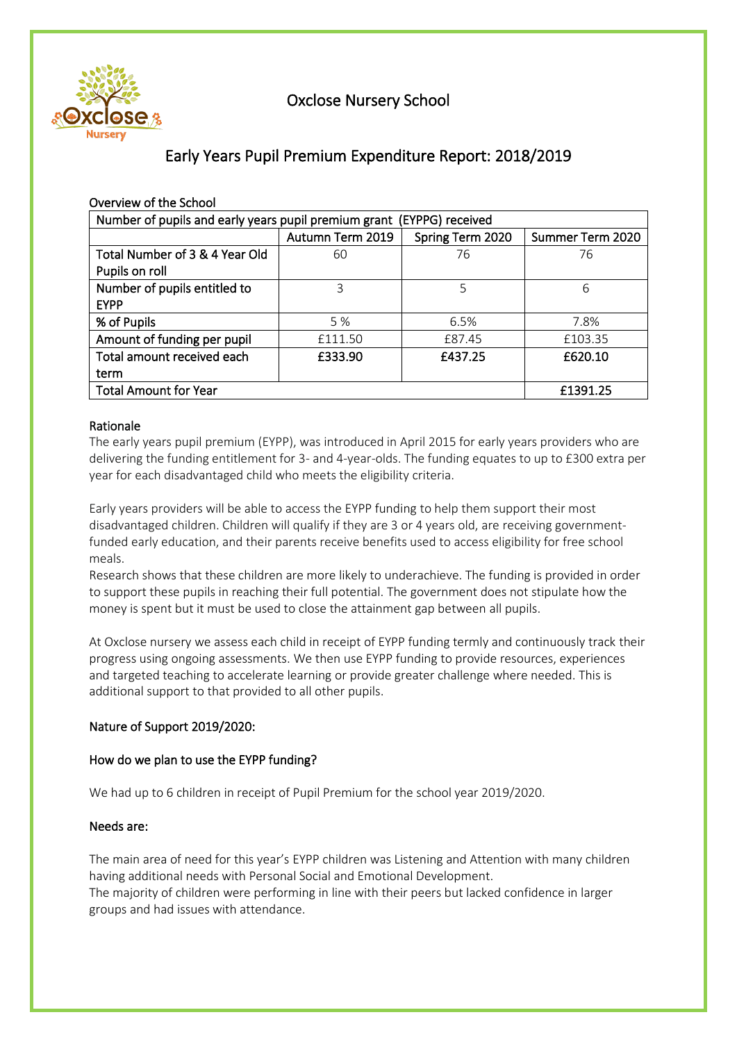# Oxclose Nursery School

## Early Years Pupil Premium Expenditure Report: 2018/2019

### Overview of the School

| Number of pupils and early years pupil premium grant (EYPPG) received | | | |
|---|---|---|---|
| | Autumn Term 2019 | Spring Term 2020 | Summer Term 2020 |
| Total Number of 3 & 4 Year Old Pupils on roll | 60 | 76 | 76 |
| Number of pupils entitled to EYPP | 3 | 5 | 6 |
| % of Pupils | 5 % | 6.5% | 7.8% |
| Amount of funding per pupil | £111.50 | £87.45 | £103.35 |
| Total amount received each term | **£333.90** | **£437.25** | **£620.10** |
| Total Amount for Year | | | **£1391.25** |

### Rationale

The early years pupil premium (EYPP), was introduced in April 2015 for early years providers who are delivering the funding entitlement for 3- and 4-year-olds. The funding equates to up to £300 extra per year for each disadvantaged child who meets the eligibility criteria.

Early years providers will be able to access the EYPP funding to help them support their most disadvantaged children. Children will qualify if they are 3 or 4 years old, are receiving government-funded early education, and their parents receive benefits used to access eligibility for free school meals.

Research shows that these children are more likely to underachieve. The funding is provided in order to support these pupils in reaching their full potential. The government does not stipulate how the money is spent but it must be used to close the attainment gap between all pupils.

At Oxclose nursery we assess each child in receipt of EYPP funding termly and continuously track their progress using ongoing assessments. We then use EYPP funding to provide resources, experiences and targeted teaching to accelerate learning or provide greater challenge where needed. This is additional support to that provided to all other pupils.

### Nature of Support 2019/2020:

### How do we plan to use the EYPP funding?

We had up to 6 children in receipt of Pupil Premium for the school year 2019/2020.

### Needs are:

The main area of need for this year's EYPP children was Listening and Attention with many children having additional needs with Personal Social and Emotional Development.

The majority of children were performing in line with their peers but lacked confidence in larger groups and had issues with attendance.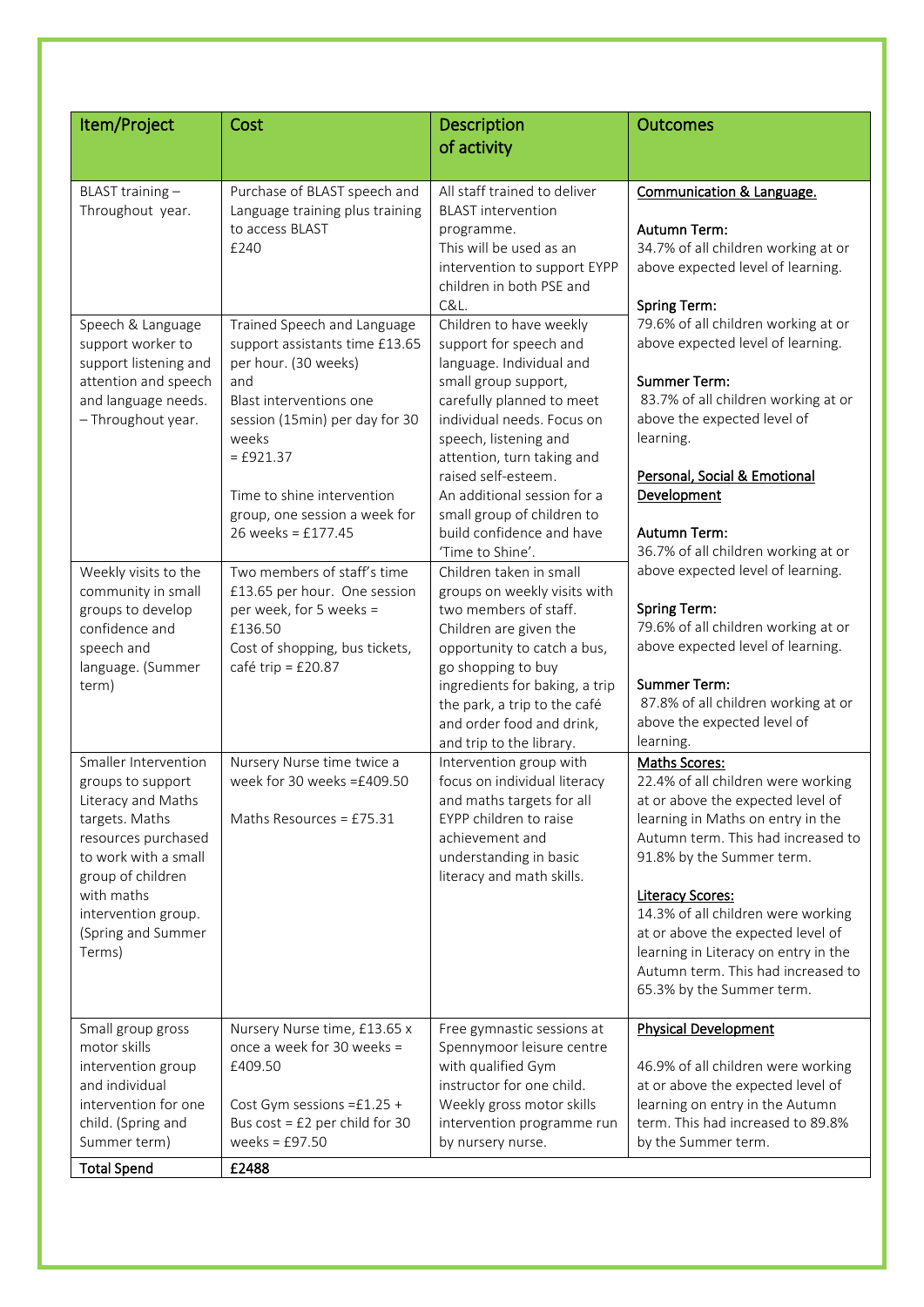| Item/Project | Cost | Description of activity | Outcomes |
|---|---|---|---|
| BLAST training – Throughout year. | Purchase of BLAST speech and Language training plus training to access BLAST £240 | All staff trained to deliver BLAST intervention programme. This will be used as an intervention to support EYPP children in both PSE and C&L. | **Communication & Language.**<br><br>Autumn Term:<br>34.7% of all children working at or above expected level of learning.<br><br>Spring Term:<br>79.6% of all children working at or above expected level of learning.<br><br>Summer Term:<br>83.7% of all children working at or above the expected level of learning.<br><br>**Personal, Social & Emotional Development**<br><br>Autumn Term:<br>36.7% of all children working at or above expected level of learning.<br><br>Spring Term:<br>79.6% of all children working at or above expected level of learning.<br><br>Summer Term:<br>87.8% of all children working at or above the expected level of learning. |
| Speech & Language support worker to support listening and attention and speech and language needs. – Throughout year. | Trained Speech and Language support assistants time £13.65 per hour. (30 weeks) and Blast interventions one session (15min) per day for 30 weeks = £921.37<br><br>Time to shine intervention group, one session a week for 26 weeks = £177.45 | Children to have weekly support for speech and language. Individual and small group support, carefully planned to meet individual needs. Focus on speech, listening and attention, turn taking and raised self-esteem. An additional session for a small group of children to build confidence and have 'Time to Shine'. | |
| Weekly visits to the community in small groups to develop confidence and speech and language. (Summer term) | Two members of staff's time £13.65 per hour. One session per week, for 5 weeks = £136.50<br>Cost of shopping, bus tickets, café trip = £20.87 | Children taken in small groups on weekly visits with two members of staff. Children are given the opportunity to catch a bus, go shopping to buy ingredients for baking, a trip the park, a trip to the café and order food and drink, and trip to the library. | |
| Smaller Intervention groups to support Literacy and Maths targets. Maths resources purchased to work with a small group of children with maths intervention group. (Spring and Summer Terms) | Nursery Nurse time twice a week for 30 weeks =£409.50<br><br>Maths Resources = £75.31 | Intervention group with focus on individual literacy and maths targets for all EYPP children to raise achievement and understanding in basic literacy and math skills. | **Maths Scores:**<br>22.4% of all children were working at or above the expected level of learning in Maths on entry in the Autumn term. This had increased to 91.8% by the Summer term.<br><br>**Literacy Scores:**<br>14.3% of all children were working at or above the expected level of learning in Literacy on entry in the Autumn term. This had increased to 65.3% by the Summer term. |
| Small group gross motor skills intervention group and individual intervention for one child. (Spring and Summer term) | Nursery Nurse time, £13.65 x once a week for 30 weeks = £409.50<br><br>Cost Gym sessions =£1.25 + Bus cost = £2 per child for 30 weeks = £97.50 | Free gymnastic sessions at Spennymoor leisure centre with qualified Gym instructor for one child. Weekly gross motor skills intervention programme run by nursery nurse. | **Physical Development**<br><br>46.9% of all children were working at or above the expected level of learning on entry in the Autumn term. This had increased to 89.8% by the Summer term. |
| **Total Spend** | **£2488** | | |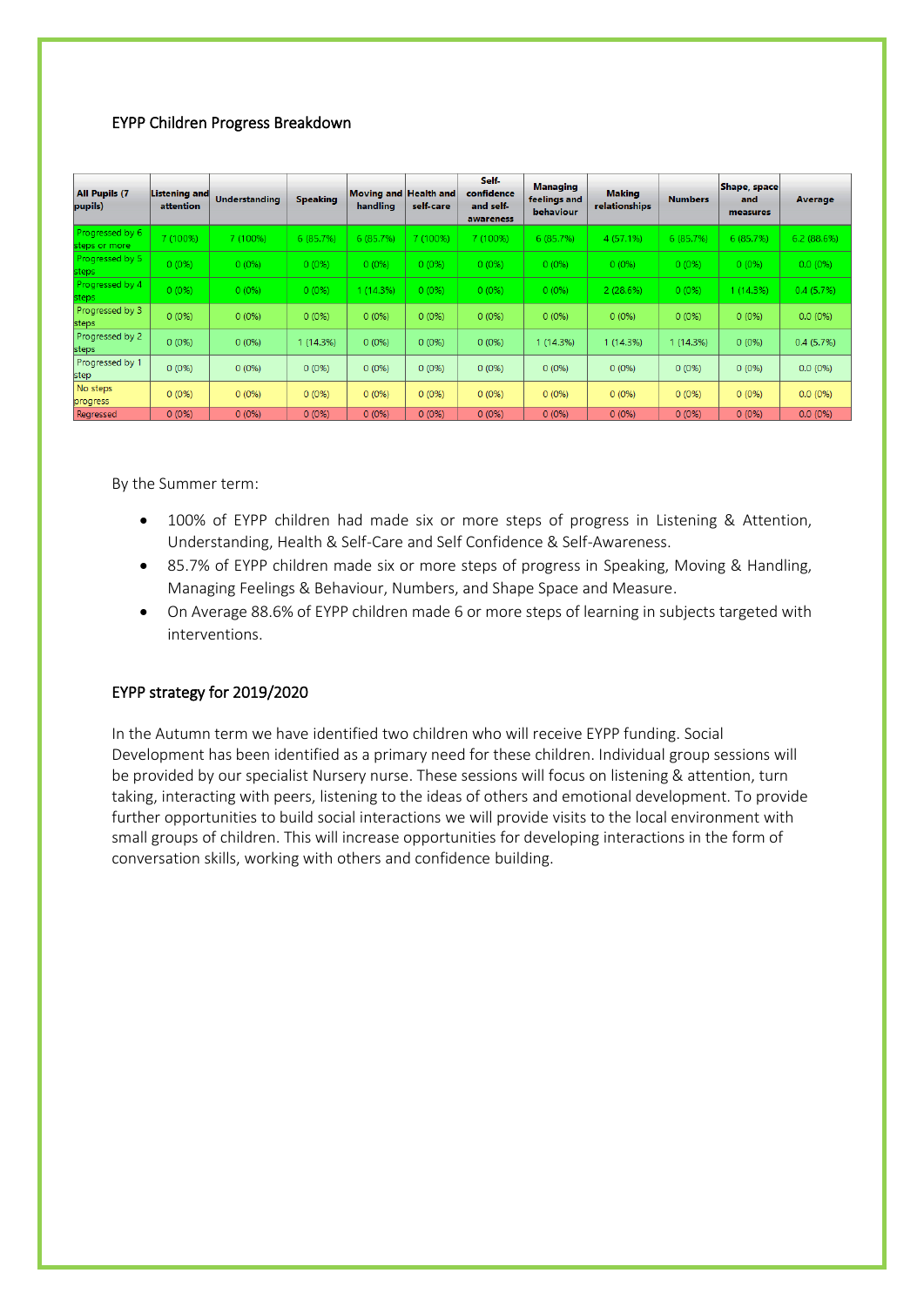## EYPP Children Progress Breakdown

| All Pupils (7 pupils) | Listening and attention | Understanding | Speaking | Moving and handling | Health and self-care | Self-confidence and self-awareness | Managing feelings and behaviour | Making relationships | Numbers | Shape, space and measures | Average |
|---|---|---|---|---|---|---|---|---|---|---|---|
| Progressed by 6 steps or more | 7 (100%) | 7 (100%) | 6 (85.7%) | 6 (85.7%) | 7 (100%) | 7 (100%) | 6 (85.7%) | 4 (57.1%) | 6 (85.7%) | 6 (85.7%) | 6.2 (88.6%) |
| Progressed by 5 steps | 0 (0%) | 0 (0%) | 0 (0%) | 0 (0%) | 0 (0%) | 0 (0%) | 0 (0%) | 0 (0%) | 0 (0%) | 0 (0%) | 0.0 (0%) |
| Progressed by 4 steps | 0 (0%) | 0 (0%) | 0 (0%) | 1 (14.3%) | 0 (0%) | 0 (0%) | 0 (0%) | 2 (28.6%) | 0 (0%) | 1 (14.3%) | 0.4 (5.7%) |
| Progressed by 3 steps | 0 (0%) | 0 (0%) | 0 (0%) | 0 (0%) | 0 (0%) | 0 (0%) | 0 (0%) | 0 (0%) | 0 (0%) | 0 (0%) | 0.0 (0%) |
| Progressed by 2 steps | 0 (0%) | 0 (0%) | 1 (14.3%) | 0 (0%) | 0 (0%) | 0 (0%) | 1 (14.3%) | 1 (14.3%) | 1 (14.3%) | 0 (0%) | 0.4 (5.7%) |
| Progressed by 1 step | 0 (0%) | 0 (0%) | 0 (0%) | 0 (0%) | 0 (0%) | 0 (0%) | 0 (0%) | 0 (0%) | 0 (0%) | 0 (0%) | 0.0 (0%) |
| No steps progress | 0 (0%) | 0 (0%) | 0 (0%) | 0 (0%) | 0 (0%) | 0 (0%) | 0 (0%) | 0 (0%) | 0 (0%) | 0 (0%) | 0.0 (0%) |
| Regressed | 0 (0%) | 0 (0%) | 0 (0%) | 0 (0%) | 0 (0%) | 0 (0%) | 0 (0%) | 0 (0%) | 0 (0%) | 0 (0%) | 0.0 (0%) |

By the Summer term:

- 100% of EYPP children had made six or more steps of progress in Listening & Attention, Understanding, Health & Self-Care and Self Confidence & Self-Awareness.
- 85.7% of EYPP children made six or more steps of progress in Speaking, Moving & Handling, Managing Feelings & Behaviour, Numbers, and Shape Space and Measure.
- On Average 88.6% of EYPP children made 6 or more steps of learning in subjects targeted with interventions.

## EYPP strategy for 2019/2020

In the Autumn term we have identified two children who will receive EYPP funding. Social Development has been identified as a primary need for these children. Individual group sessions will be provided by our specialist Nursery nurse. These sessions will focus on listening & attention, turn taking, interacting with peers, listening to the ideas of others and emotional development. To provide further opportunities to build social interactions we will provide visits to the local environment with small groups of children. This will increase opportunities for developing interactions in the form of conversation skills, working with others and confidence building.